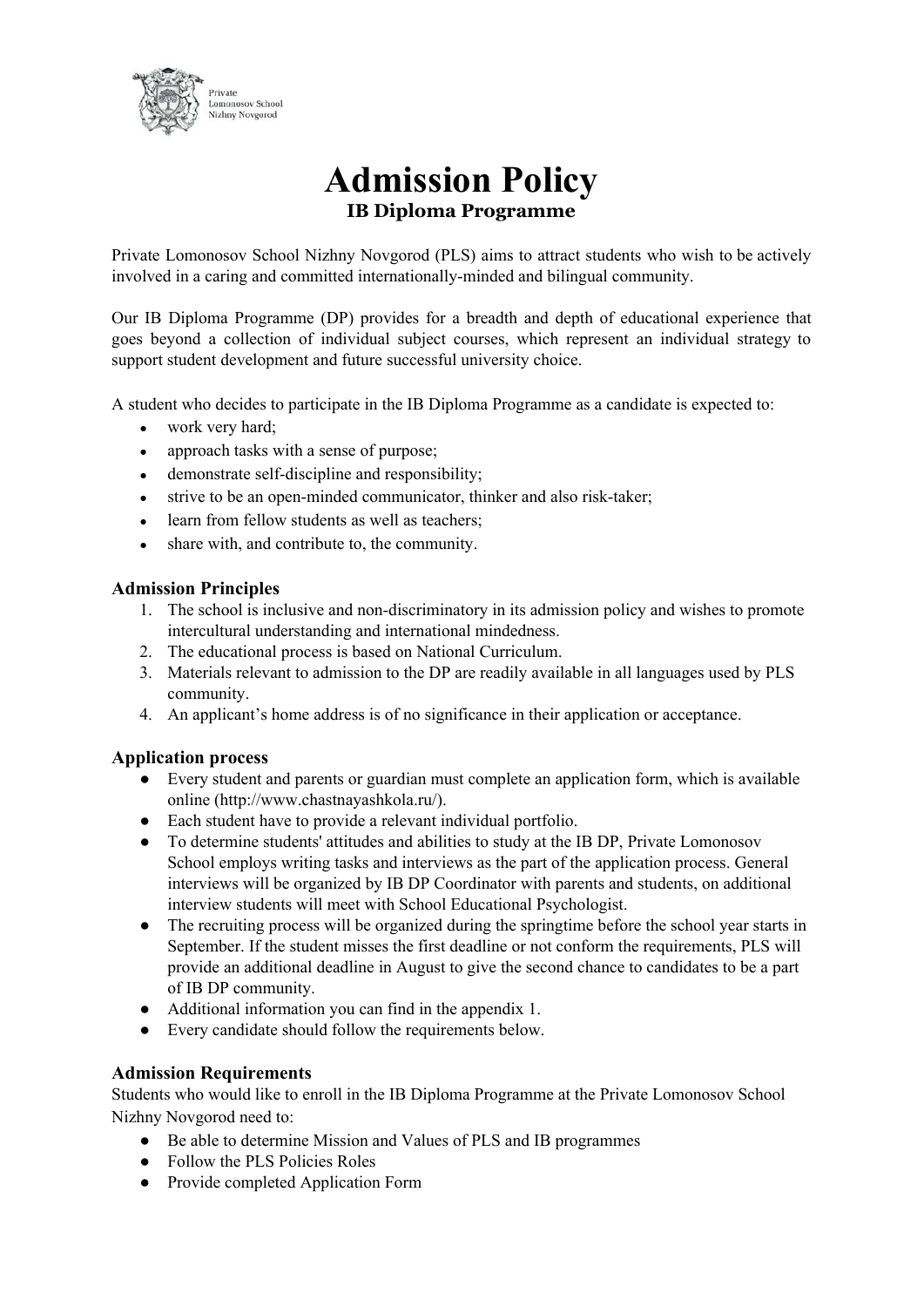# Admission Policy

## IB Diploma Programme

Private Lomonosov School Nizhny Novgorod (PLS) aims to attract students who wish to be actively involved in a caring and committed internationally-minded and bilingual community.

Our IB Diploma Programme (DP) provides for a breadth and depth of educational experience that goes beyond a collection of individual subject courses, which represent an individual strategy to support student development and future successful university choice.

A student who decides to participate in the IB Diploma Programme as a candidate is expected to:

- work very hard;
- approach tasks with a sense of purpose;
- demonstrate self-discipline and responsibility;
- strive to be an open-minded communicator, thinker and also risk-taker;
- learn from fellow students as well as teachers;
- share with, and contribute to, the community.

### Admission Principles

1. The school is inclusive and non-discriminatory in its admission policy and wishes to promote intercultural understanding and international mindedness.
2. The educational process is based on National Curriculum.
3. Materials relevant to admission to the DP are readily available in all languages used by PLS community.
4. An applicant's home address is of no significance in their application or acceptance.

### Application process

- Every student and parents or guardian must complete an application form, which is available online (http://www.chastnayashkola.ru/).
- Each student have to provide a relevant individual portfolio.
- To determine students' attitudes and abilities to study at the IB DP, Private Lomonosov School employs writing tasks and interviews as the part of the application process. General interviews will be organized by IB DP Coordinator with parents and students, on additional interview students will meet with School Educational Psychologist.
- The recruiting process will be organized during the springtime before the school year starts in September. If the student misses the first deadline or not conform the requirements, PLS will provide an additional deadline in August to give the second chance to candidates to be a part of IB DP community.
- Additional information you can find in the appendix 1.
- Every candidate should follow the requirements below.

### Admission Requirements

Students who would like to enroll in the IB Diploma Programme at the Private Lomonosov School Nizhny Novgorod need to:

- Be able to determine Mission and Values of PLS and IB programmes
- Follow the PLS Policies Roles
- Provide completed Application Form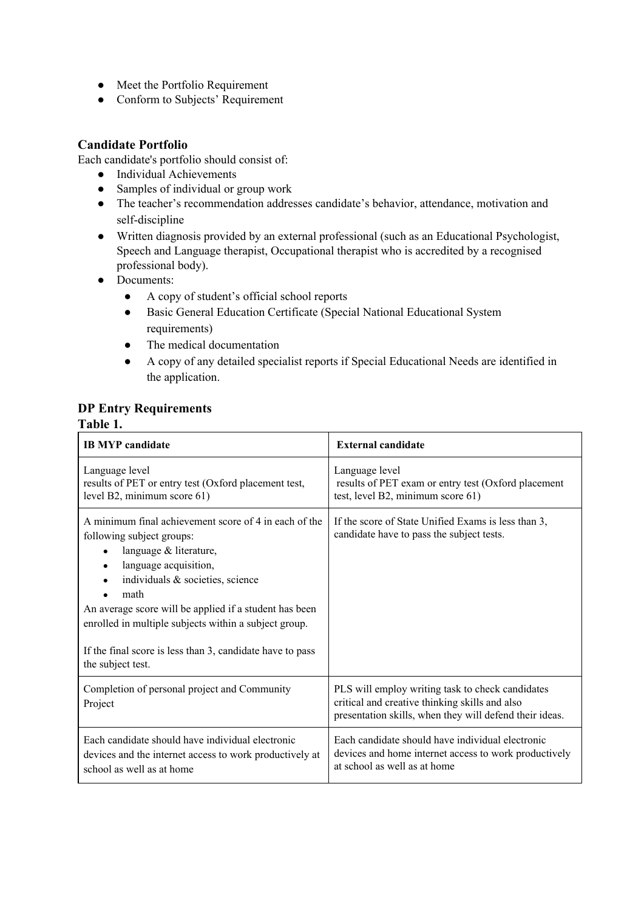- Meet the Portfolio Requirement
- Conform to Subjects' Requirement

### Candidate Portfolio

Each candidate's portfolio should consist of:

- Individual Achievements
- Samples of individual or group work
- The teacher's recommendation addresses candidate's behavior, attendance, motivation and self-discipline
- Written diagnosis provided by an external professional (such as an Educational Psychologist, Speech and Language therapist, Occupational therapist who is accredited by a recognised professional body).
- Documents:
  - A copy of student's official school reports
  - Basic General Education Certificate (Special National Educational System requirements)
  - The medical documentation
  - A copy of any detailed specialist reports if Special Educational Needs are identified in the application.

### DP Entry Requirements

**Table 1.**

| IB MYP candidate | External candidate |
|---|---|
| Language level<br>results of PET or entry test (Oxford placement test, level B2, minimum score 61) | Language level<br>results of PET exam or entry test (Oxford placement test, level B2, minimum score 61) |
| A minimum final achievement score of 4 in each of the following subject groups:<br>• language & literature,<br>• language acquisition,<br>• individuals & societies, science<br>• math<br>An average score will be applied if a student has been enrolled in multiple subjects within a subject group.<br><br>If the final score is less than 3, candidate have to pass the subject test. | If the score of State Unified Exams is less than 3, candidate have to pass the subject tests. |
| Completion of personal project and Community Project | PLS will employ writing task to check candidates critical and creative thinking skills and also presentation skills, when they will defend their ideas. |
| Each candidate should have individual electronic devices and the internet access to work productively at school as well as at home | Each candidate should have individual electronic devices and home internet access to work productively at school as well as at home |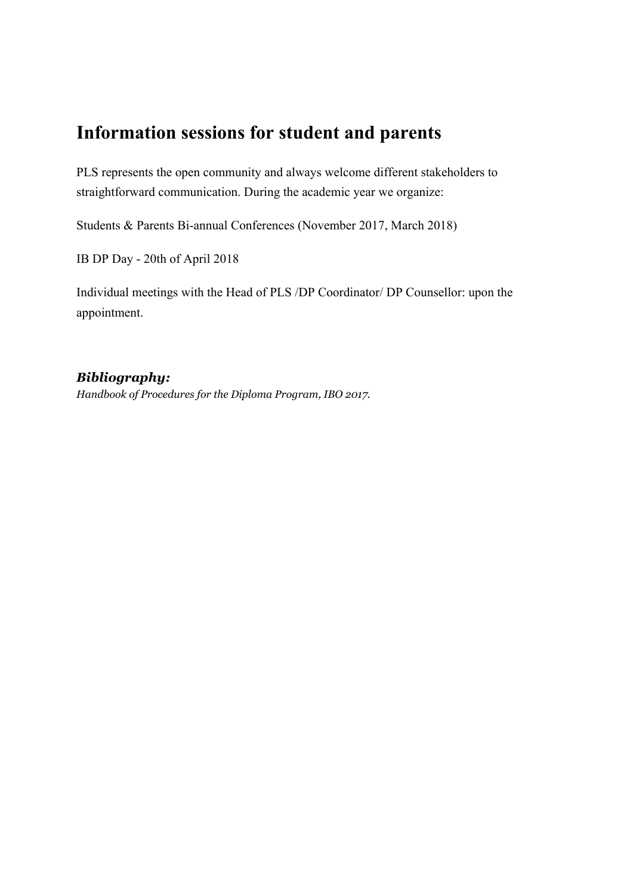## Information sessions for student and parents

PLS represents the open community and always welcome different stakeholders to straightforward communication. During the academic year we organize:

Students & Parents Bi-annual Conferences (November 2017, March 2018)

IB DP Day - 20th of April 2018

Individual meetings with the Head of PLS /DP Coordinator/ DP Counsellor: upon the appointment.

***Bibliography:***

*Handbook of Procedures for the Diploma Program, IBO 2017.*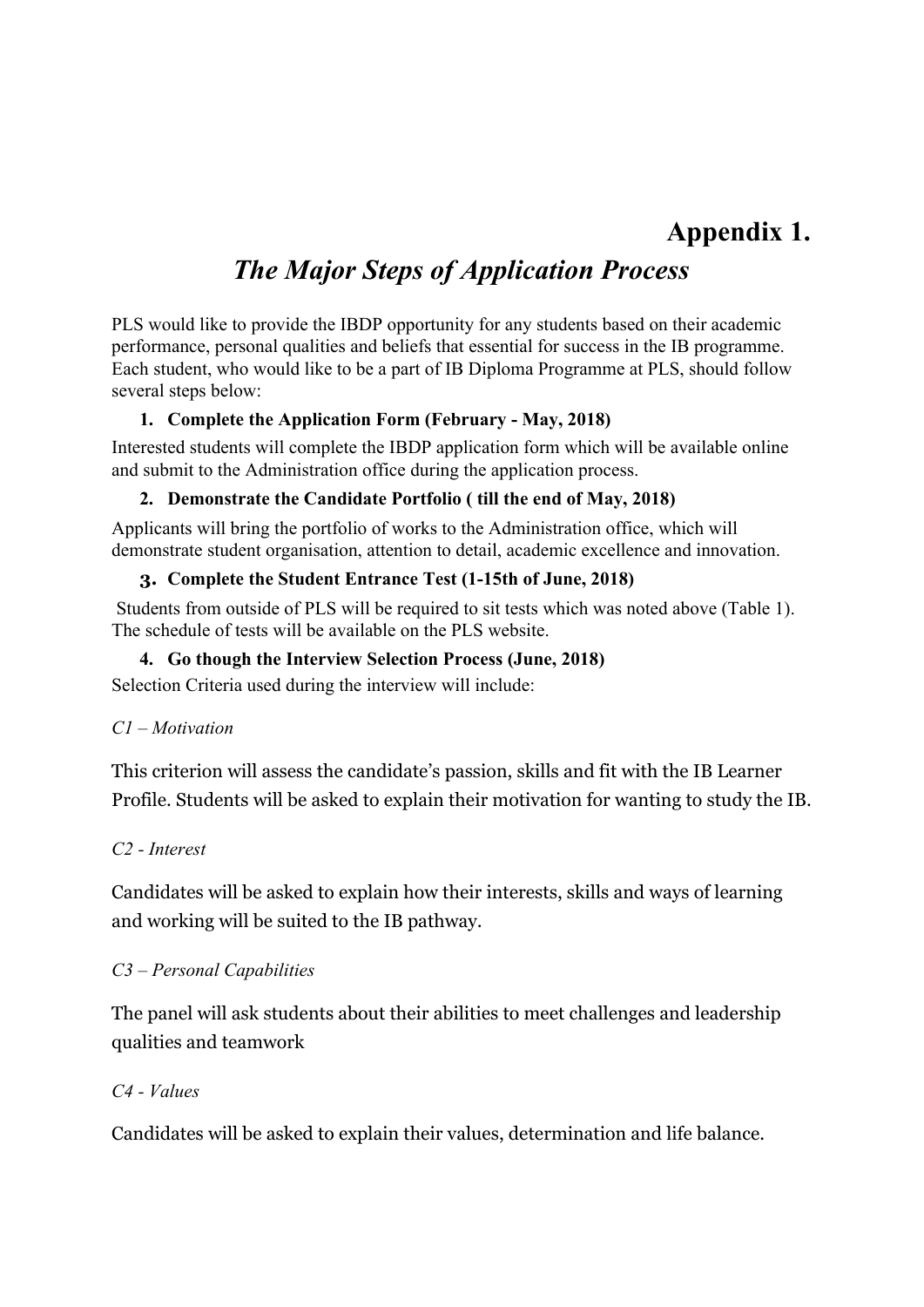# Appendix 1.

## *The Major Steps of Application Process*

PLS would like to provide the IBDP opportunity for any students based on their academic performance, personal qualities and beliefs that essential for success in the IB programme. Each student, who would like to be a part of IB Diploma Programme at PLS, should follow several steps below:

1. **Complete the Application Form (February - May, 2018)**

Interested students will complete the IBDP application form which will be available online and submit to the Administration office during the application process.

2. **Demonstrate the Candidate Portfolio ( till the end of May, 2018)**

Applicants will bring the portfolio of works to the Administration office, which will demonstrate student organisation, attention to detail, academic excellence and innovation.

3. **Complete the Student Entrance Test (1-15th of June, 2018)**

Students from outside of PLS will be required to sit tests which was noted above (Table 1). The schedule of tests will be available on the PLS website.

4. **Go though the Interview Selection Process (June, 2018)**

Selection Criteria used during the interview will include:

*C1 – Motivation*

This criterion will assess the candidate's passion, skills and fit with the IB Learner Profile. Students will be asked to explain their motivation for wanting to study the IB.

*C2 - Interest*

Candidates will be asked to explain how their interests, skills and ways of learning and working will be suited to the IB pathway.

*C3 – Personal Capabilities*

The panel will ask students about their abilities to meet challenges and leadership qualities and teamwork

*C4 - Values*

Candidates will be asked to explain their values, determination and life balance.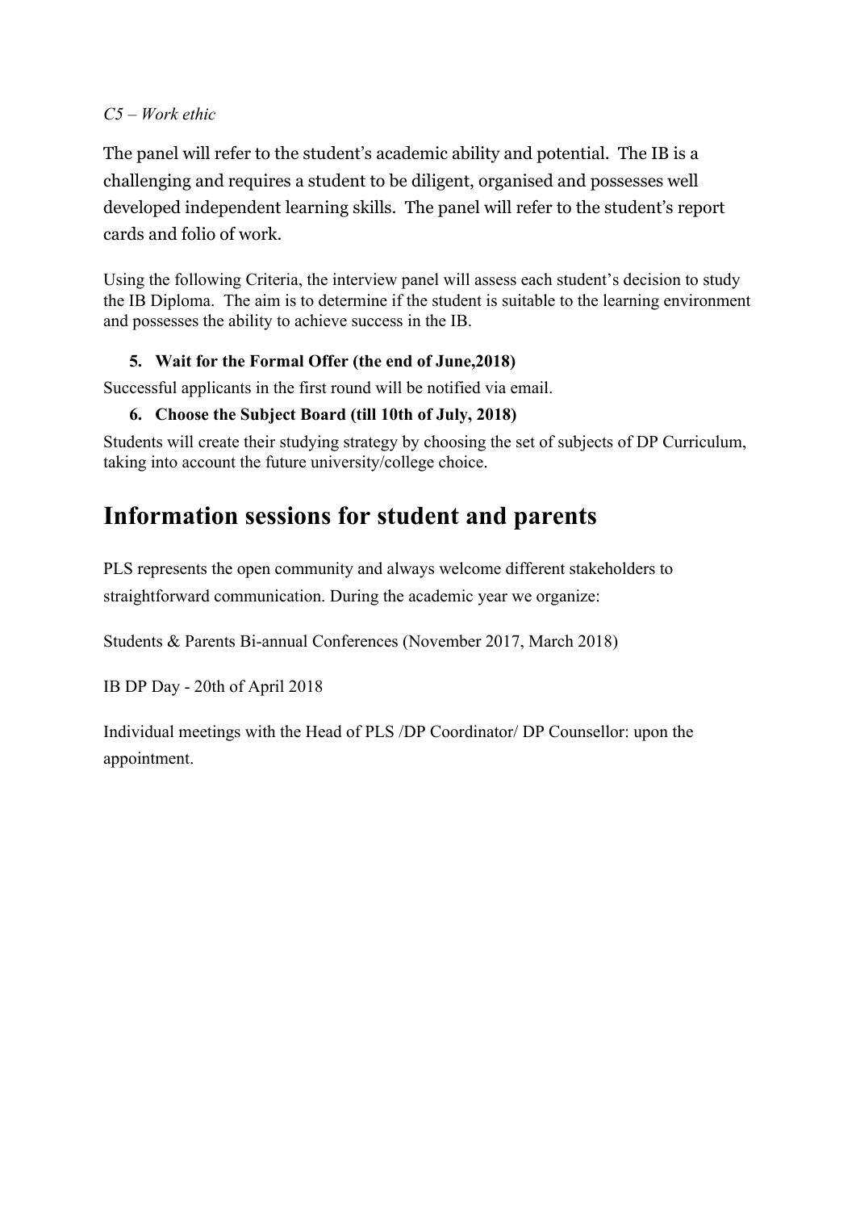*C5 – Work ethic*

The panel will refer to the student's academic ability and potential. The IB is a challenging and requires a student to be diligent, organised and possesses well developed independent learning skills. The panel will refer to the student's report cards and folio of work.

Using the following Criteria, the interview panel will assess each student's decision to study the IB Diploma. The aim is to determine if the student is suitable to the learning environment and possesses the ability to achieve success in the IB.

5. **Wait for the Formal Offer (the end of June,2018)**

Successful applicants in the first round will be notified via email.

6. **Choose the Subject Board (till 10th of July, 2018)**

Students will create their studying strategy by choosing the set of subjects of DP Curriculum, taking into account the future university/college choice.

# Information sessions for student and parents

PLS represents the open community and always welcome different stakeholders to straightforward communication. During the academic year we organize:

Students & Parents Bi-annual Conferences (November 2017, March 2018)

IB DP Day - 20th of April 2018

Individual meetings with the Head of PLS /DP Coordinator/ DP Counsellor: upon the appointment.